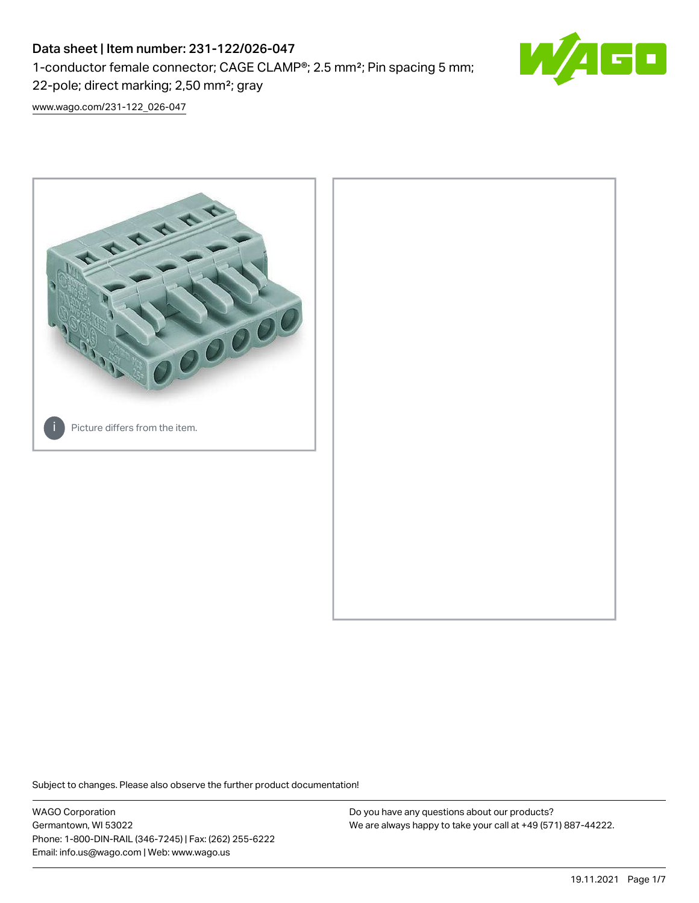# Data sheet | Item number: 231-122/026-047

1-conductor female connector; CAGE CLAMP®; 2.5 mm²; Pin spacing 5 mm; 22-pole; direct marking; 2,50 mm²; gray

www.wago.com/231-122_026-047

Picture differs from the item.

Subject to changes. Please also observe the further product documentation!

WAGO Corporation
Germantown, WI 53022
Phone: 1-800-DIN-RAIL (346-7245) | Fax: (262) 255-6222
Email: info.us@wago.com | Web: www.wago.us

Do you have any questions about our products?
We are always happy to take your call at +49 (571) 887-44222.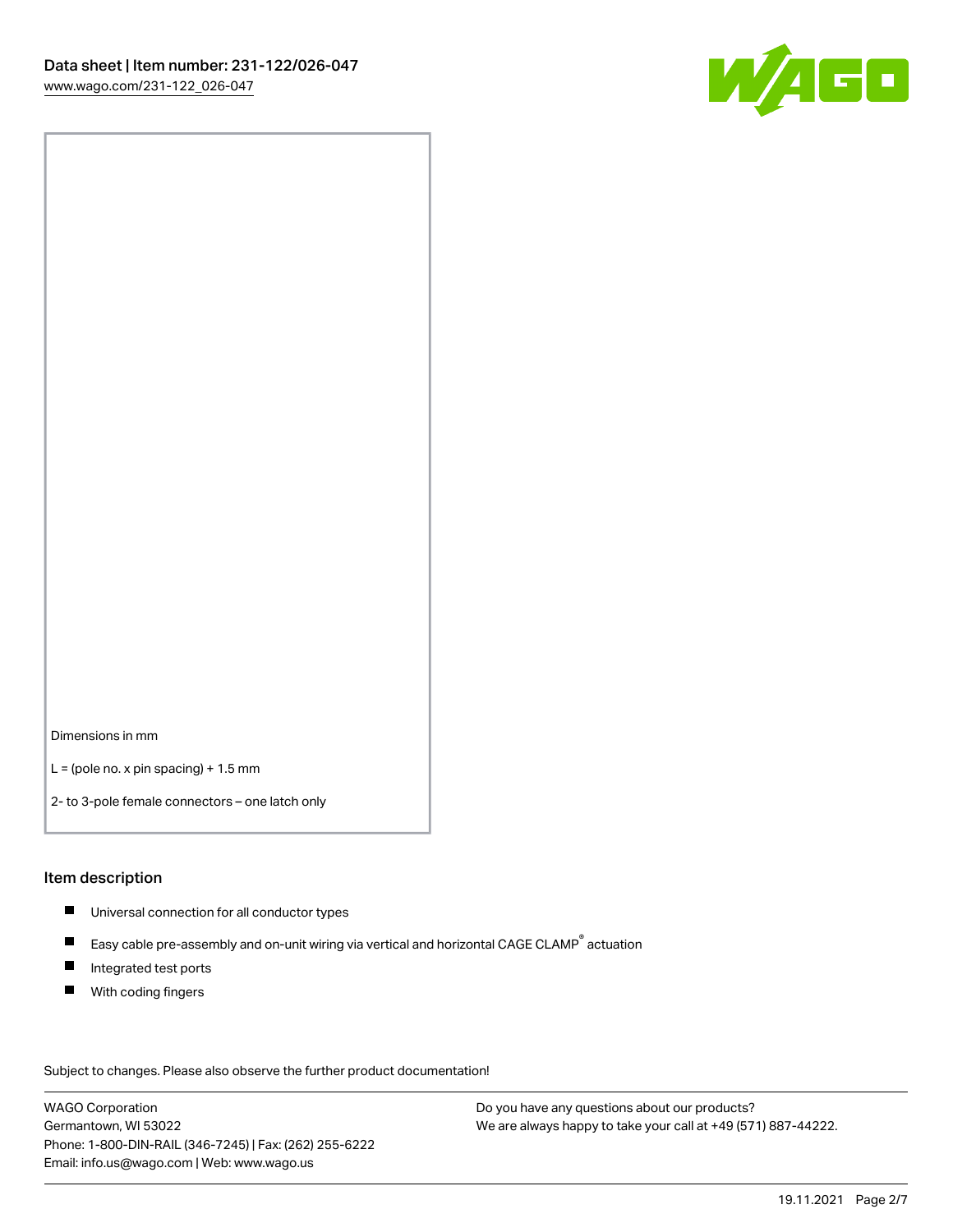Dimensions in mm

L = (pole no. x pin spacing) + 1.5 mm

2- to 3-pole female connectors – one latch only

## Item description

- Universal connection for all conductor types
- Easy cable pre-assembly and on-unit wiring via vertical and horizontal CAGE CLAMP® actuation
- Integrated test ports
- With coding fingers

Subject to changes. Please also observe the further product documentation!

WAGO Corporation
Germantown, WI 53022
Phone: 1-800-DIN-RAIL (346-7245) | Fax: (262) 255-6222
Email: info.us@wago.com | Web: www.wago.us

Do you have any questions about our products?
We are always happy to take your call at +49 (571) 887-44222.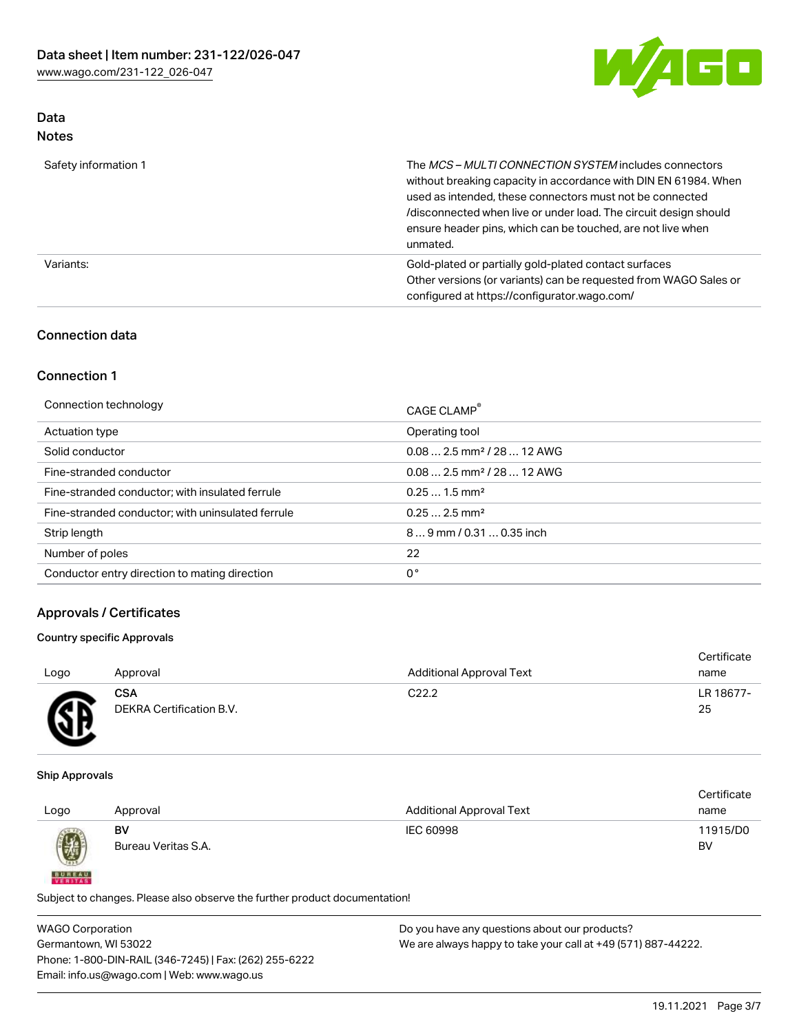## Data
### Notes

| | |
|---|---|
| Safety information 1 | The *MCS – MULTI CONNECTION SYSTEM* includes connectors without breaking capacity in accordance with DIN EN 61984. When used as intended, these connectors must not be connected /disconnected when live or under load. The circuit design should ensure header pins, which can be touched, are not live when unmated. |
| Variants: | Gold-plated or partially gold-plated contact surfaces<br>Other versions (or variants) can be requested from WAGO Sales or configured at https://configurator.wago.com/ |

## Connection data

### Connection 1

| | |
|---|---|
| Connection technology | CAGE CLAMP® |
| Actuation type | Operating tool |
| Solid conductor | 0.08 … 2.5 mm² / 28 … 12 AWG |
| Fine-stranded conductor | 0.08 … 2.5 mm² / 28 … 12 AWG |
| Fine-stranded conductor; with insulated ferrule | 0.25 … 1.5 mm² |
| Fine-stranded conductor; with uninsulated ferrule | 0.25 … 2.5 mm² |
| Strip length | 8 … 9 mm / 0.31 … 0.35 inch |
| Number of poles | 22 |
| Conductor entry direction to mating direction | 0 ° |

## Approvals / Certificates

#### Country specific Approvals

| Logo | Approval | Additional Approval Text | Certificate name |
|---|---|---|---|
| | **CSA**<br>DEKRA Certification B.V. | C22.2 | LR 18677-25 |

#### Ship Approvals

| Logo | Approval | Additional Approval Text | Certificate name |
|---|---|---|---|
| | **BV**<br>Bureau Veritas S.A. | IEC 60998 | 11915/D0 BV |

Subject to changes. Please also observe the further product documentation!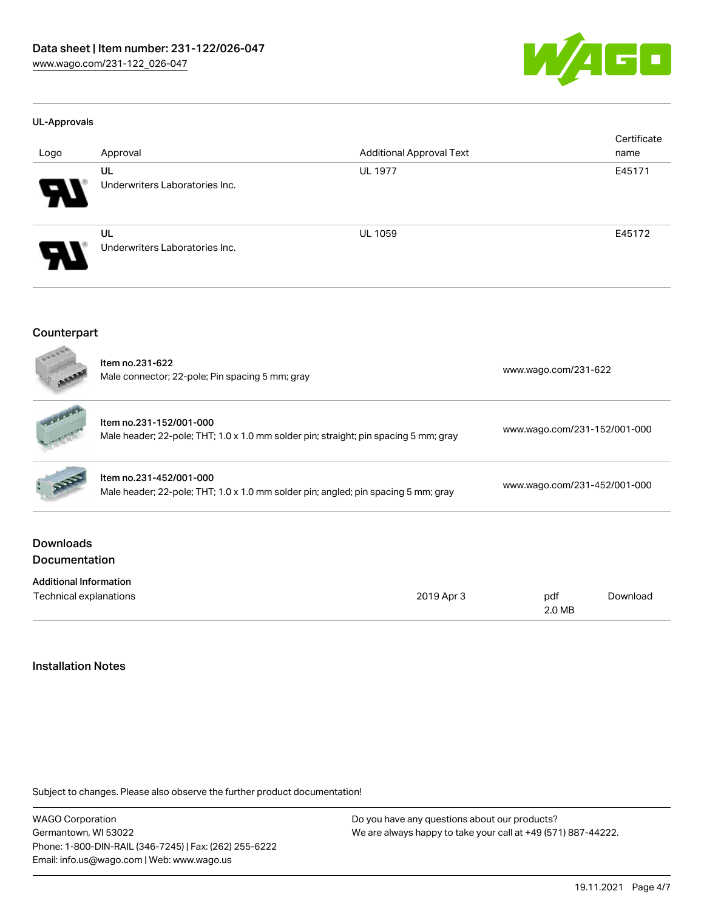### UL-Approvals

| Logo | Approval | Additional Approval Text | Certificate name |
|---|---|---|---|
| | UL<br>Underwriters Laboratories Inc. | UL 1977 | E45171 |
| | UL<br>Underwriters Laboratories Inc. | UL 1059 | E45172 |

## Counterpart

| Item | Link |
|---|---|
| **Item no.231-622**<br>Male connector; 22-pole; Pin spacing 5 mm; gray | www.wago.com/231-622 |
| **Item no.231-152/001-000**<br>Male header; 22-pole; THT; 1.0 x 1.0 mm solder pin; straight; pin spacing 5 mm; gray | www.wago.com/231-152/001-000 |
| **Item no.231-452/001-000**<br>Male header; 22-pole; THT; 1.0 x 1.0 mm solder pin; angled; pin spacing 5 mm; gray | www.wago.com/231-452/001-000 |

## Downloads
## Documentation

**Additional Information**

| | | | |
|---|---|---|---|
| Technical explanations | 2019 Apr 3 | pdf<br>2.0 MB | Download |

## Installation Notes

Subject to changes. Please also observe the further product documentation!

WAGO Corporation
Germantown, WI 53022
Phone: 1-800-DIN-RAIL (346-7245) | Fax: (262) 255-6222
Email: info.us@wago.com | Web: www.wago.us

Do you have any questions about our products?
We are always happy to take your call at +49 (571) 887-44222.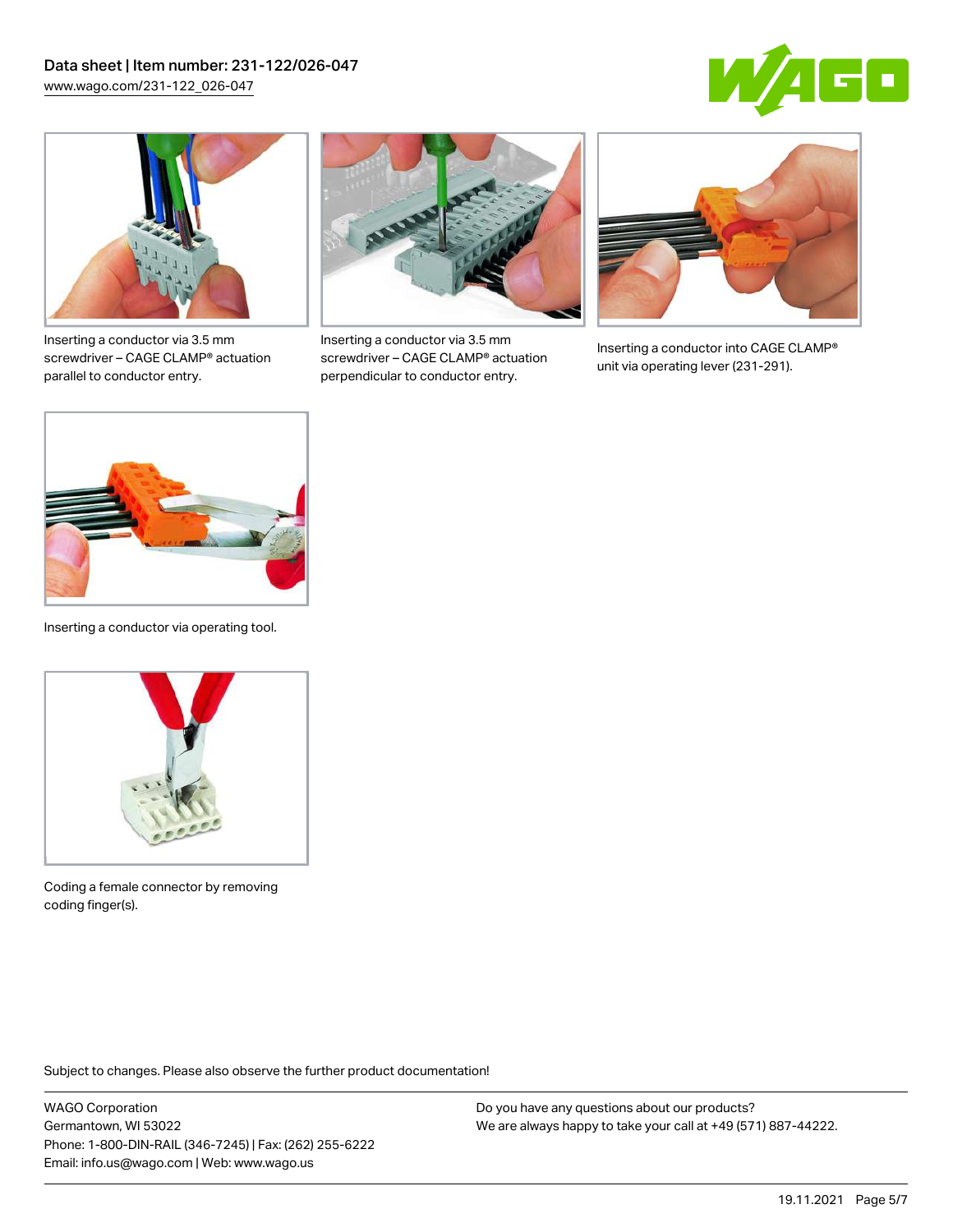Inserting a conductor via 3.5 mm screwdriver – CAGE CLAMP® actuation parallel to conductor entry.

Inserting a conductor via 3.5 mm screwdriver – CAGE CLAMP® actuation perpendicular to conductor entry.

Inserting a conductor into CAGE CLAMP® unit via operating lever (231-291).

Inserting a conductor via operating tool.

Coding a female connector by removing coding finger(s).

Subject to changes. Please also observe the further product documentation!

WAGO Corporation
Germantown, WI 53022
Phone: 1-800-DIN-RAIL (346-7245) | Fax: (262) 255-6222
Email: info.us@wago.com | Web: www.wago.us

Do you have any questions about our products?
We are always happy to take your call at +49 (571) 887-44222.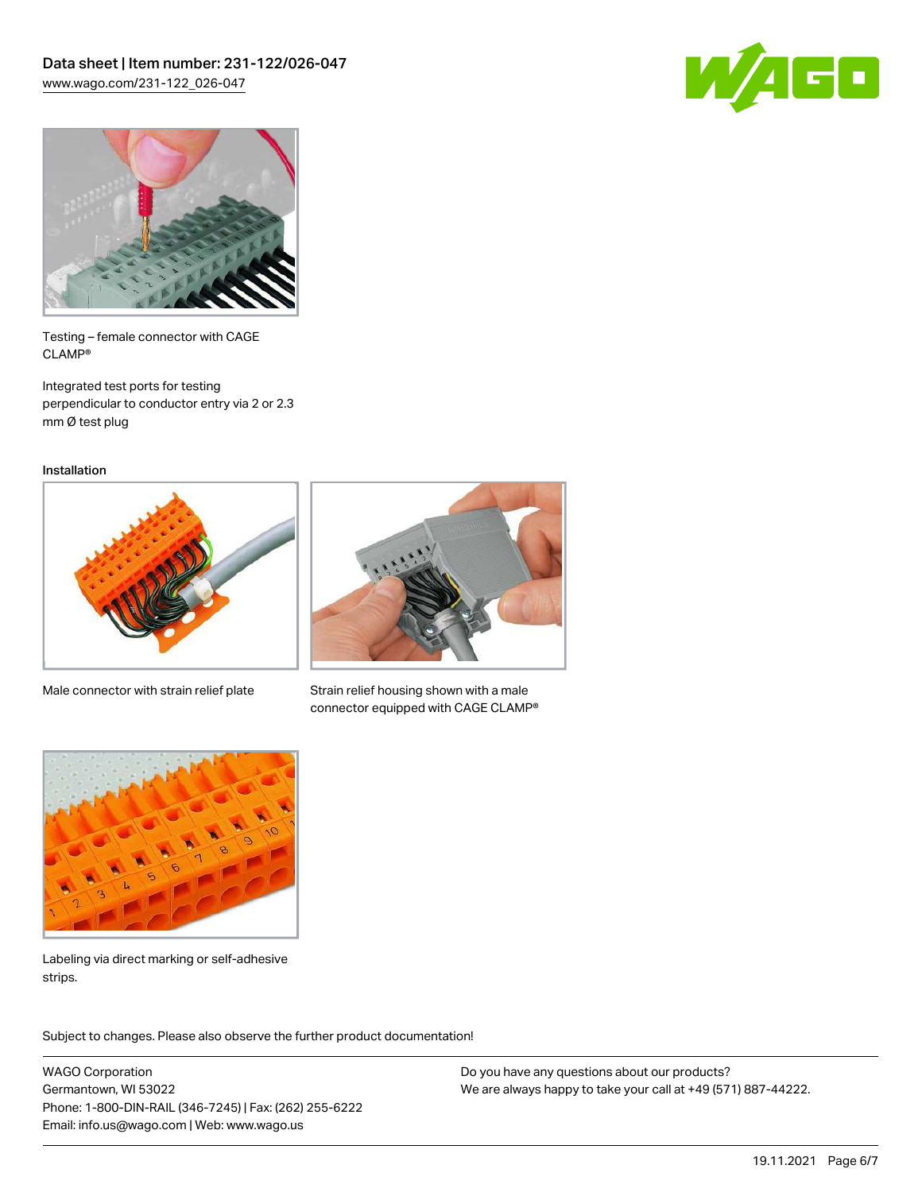Testing – female connector with CAGE CLAMP®

Integrated test ports for testing perpendicular to conductor entry via 2 or 2.3 mm Ø test plug

Installation

Male connector with strain relief plate

Strain relief housing shown with a male connector equipped with CAGE CLAMP®

Labeling via direct marking or self-adhesive strips.

Subject to changes. Please also observe the further product documentation!

WAGO Corporation
Germantown, WI 53022
Phone: 1-800-DIN-RAIL (346-7245) | Fax: (262) 255-6222
Email: info.us@wago.com | Web: www.wago.us

Do you have any questions about our products?
We are always happy to take your call at +49 (571) 887-44222.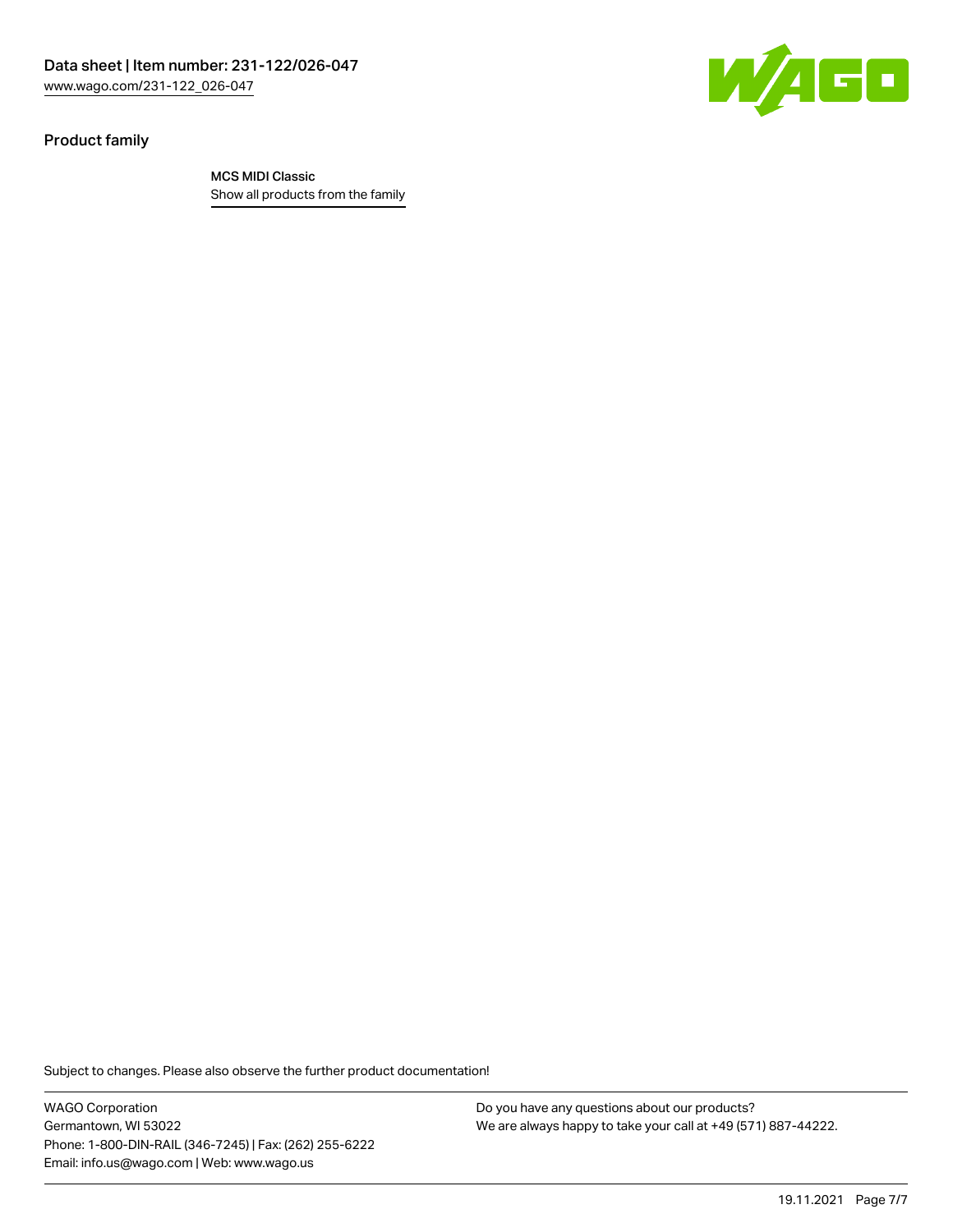## Product family

MCS MIDI Classic
Show all products from the family

Subject to changes. Please also observe the further product documentation!

WAGO Corporation
Germantown, WI 53022
Phone: 1-800-DIN-RAIL (346-7245) | Fax: (262) 255-6222
Email: info.us@wago.com | Web: www.wago.us

Do you have any questions about our products?
We are always happy to take your call at +49 (571) 887-44222.